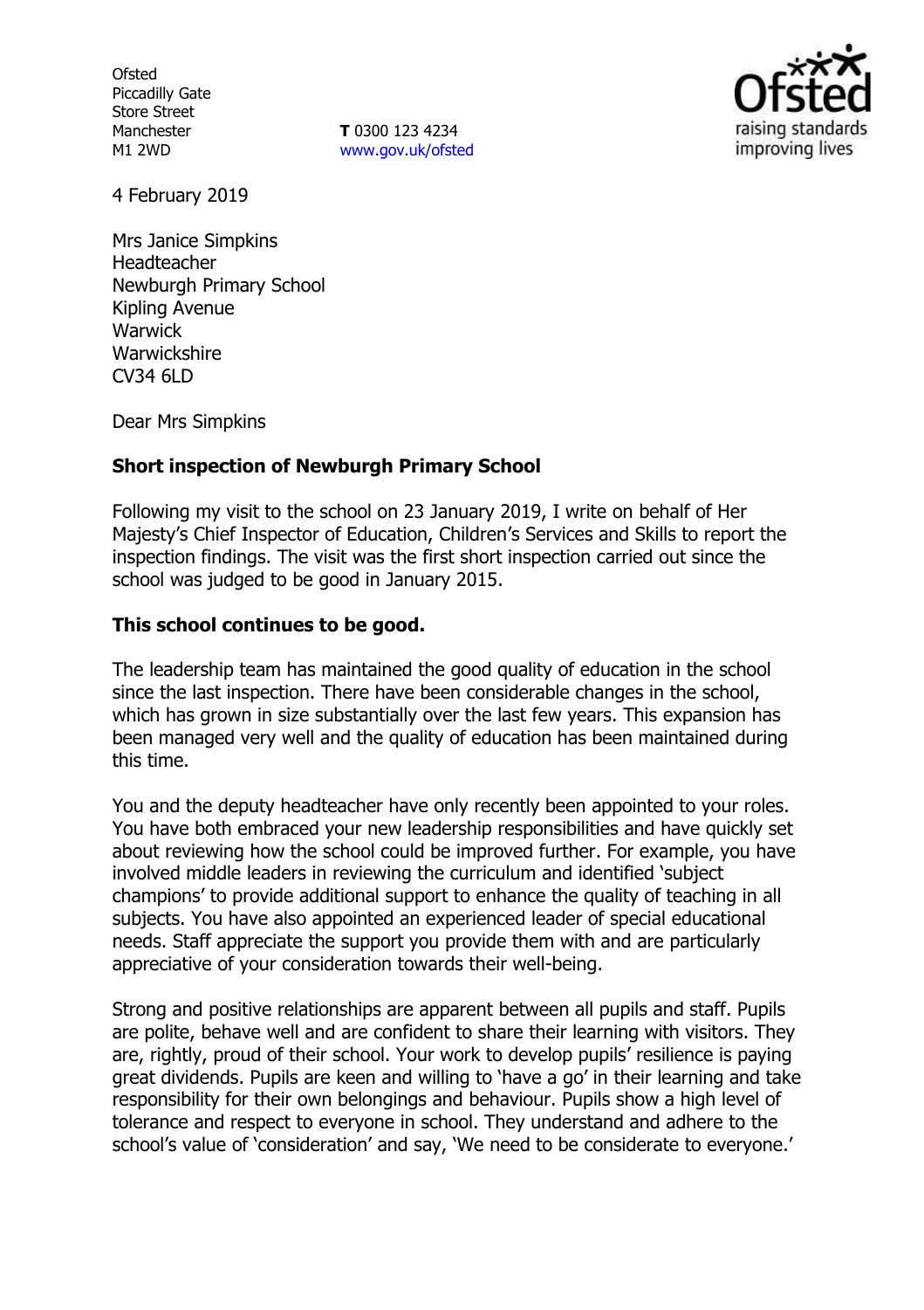Ofsted
Piccadilly Gate
Store Street
Manchester
M1 2WD

**T** 0300 123 4234
www.gov.uk/ofsted

4 February 2019

Mrs Janice Simpkins
Headteacher
Newburgh Primary School
Kipling Avenue
Warwick
Warwickshire
CV34 6LD

Dear Mrs Simpkins

**Short inspection of Newburgh Primary School**

Following my visit to the school on 23 January 2019, I write on behalf of Her Majesty's Chief Inspector of Education, Children's Services and Skills to report the inspection findings. The visit was the first short inspection carried out since the school was judged to be good in January 2015.

**This school continues to be good.**

The leadership team has maintained the good quality of education in the school since the last inspection. There have been considerable changes in the school, which has grown in size substantially over the last few years. This expansion has been managed very well and the quality of education has been maintained during this time.

You and the deputy headteacher have only recently been appointed to your roles. You have both embraced your new leadership responsibilities and have quickly set about reviewing how the school could be improved further. For example, you have involved middle leaders in reviewing the curriculum and identified 'subject champions' to provide additional support to enhance the quality of teaching in all subjects. You have also appointed an experienced leader of special educational needs. Staff appreciate the support you provide them with and are particularly appreciative of your consideration towards their well-being.

Strong and positive relationships are apparent between all pupils and staff. Pupils are polite, behave well and are confident to share their learning with visitors. They are, rightly, proud of their school. Your work to develop pupils' resilience is paying great dividends. Pupils are keen and willing to 'have a go' in their learning and take responsibility for their own belongings and behaviour. Pupils show a high level of tolerance and respect to everyone in school. They understand and adhere to the school's value of 'consideration' and say, 'We need to be considerate to everyone.'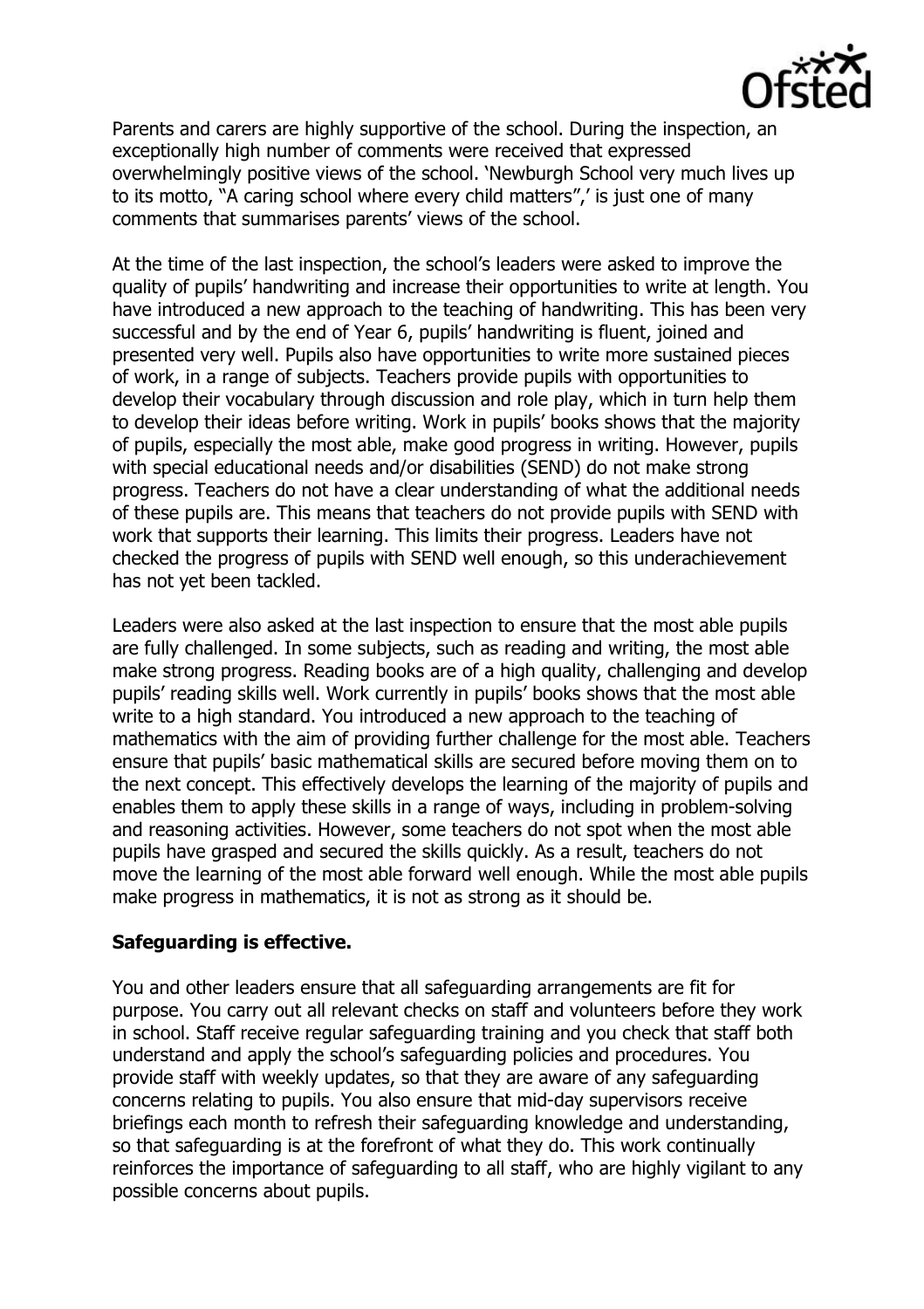Parents and carers are highly supportive of the school. During the inspection, an exceptionally high number of comments were received that expressed overwhelmingly positive views of the school. 'Newburgh School very much lives up to its motto, "A caring school where every child matters",' is just one of many comments that summarises parents' views of the school.

At the time of the last inspection, the school's leaders were asked to improve the quality of pupils' handwriting and increase their opportunities to write at length. You have introduced a new approach to the teaching of handwriting. This has been very successful and by the end of Year 6, pupils' handwriting is fluent, joined and presented very well. Pupils also have opportunities to write more sustained pieces of work, in a range of subjects. Teachers provide pupils with opportunities to develop their vocabulary through discussion and role play, which in turn help them to develop their ideas before writing. Work in pupils' books shows that the majority of pupils, especially the most able, make good progress in writing. However, pupils with special educational needs and/or disabilities (SEND) do not make strong progress. Teachers do not have a clear understanding of what the additional needs of these pupils are. This means that teachers do not provide pupils with SEND with work that supports their learning. This limits their progress. Leaders have not checked the progress of pupils with SEND well enough, so this underachievement has not yet been tackled.

Leaders were also asked at the last inspection to ensure that the most able pupils are fully challenged. In some subjects, such as reading and writing, the most able make strong progress. Reading books are of a high quality, challenging and develop pupils' reading skills well. Work currently in pupils' books shows that the most able write to a high standard. You introduced a new approach to the teaching of mathematics with the aim of providing further challenge for the most able. Teachers ensure that pupils' basic mathematical skills are secured before moving them on to the next concept. This effectively develops the learning of the majority of pupils and enables them to apply these skills in a range of ways, including in problem-solving and reasoning activities. However, some teachers do not spot when the most able pupils have grasped and secured the skills quickly. As a result, teachers do not move the learning of the most able forward well enough. While the most able pupils make progress in mathematics, it is not as strong as it should be.

**Safeguarding is effective.**

You and other leaders ensure that all safeguarding arrangements are fit for purpose. You carry out all relevant checks on staff and volunteers before they work in school. Staff receive regular safeguarding training and you check that staff both understand and apply the school's safeguarding policies and procedures. You provide staff with weekly updates, so that they are aware of any safeguarding concerns relating to pupils. You also ensure that mid-day supervisors receive briefings each month to refresh their safeguarding knowledge and understanding, so that safeguarding is at the forefront of what they do. This work continually reinforces the importance of safeguarding to all staff, who are highly vigilant to any possible concerns about pupils.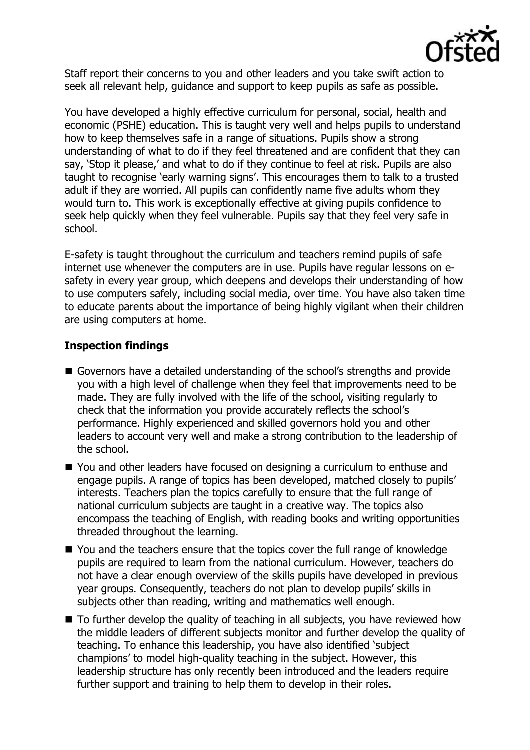Staff report their concerns to you and other leaders and you take swift action to seek all relevant help, guidance and support to keep pupils as safe as possible.

You have developed a highly effective curriculum for personal, social, health and economic (PSHE) education. This is taught very well and helps pupils to understand how to keep themselves safe in a range of situations. Pupils show a strong understanding of what to do if they feel threatened and are confident that they can say, 'Stop it please,' and what to do if they continue to feel at risk. Pupils are also taught to recognise 'early warning signs'. This encourages them to talk to a trusted adult if they are worried. All pupils can confidently name five adults whom they would turn to. This work is exceptionally effective at giving pupils confidence to seek help quickly when they feel vulnerable. Pupils say that they feel very safe in school.

E-safety is taught throughout the curriculum and teachers remind pupils of safe internet use whenever the computers are in use. Pupils have regular lessons on e-safety in every year group, which deepens and develops their understanding of how to use computers safely, including social media, over time. You have also taken time to educate parents about the importance of being highly vigilant when their children are using computers at home.

**Inspection findings**

- Governors have a detailed understanding of the school's strengths and provide you with a high level of challenge when they feel that improvements need to be made. They are fully involved with the life of the school, visiting regularly to check that the information you provide accurately reflects the school's performance. Highly experienced and skilled governors hold you and other leaders to account very well and make a strong contribution to the leadership of the school.
- You and other leaders have focused on designing a curriculum to enthuse and engage pupils. A range of topics has been developed, matched closely to pupils' interests. Teachers plan the topics carefully to ensure that the full range of national curriculum subjects are taught in a creative way. The topics also encompass the teaching of English, with reading books and writing opportunities threaded throughout the learning.
- You and the teachers ensure that the topics cover the full range of knowledge pupils are required to learn from the national curriculum. However, teachers do not have a clear enough overview of the skills pupils have developed in previous year groups. Consequently, teachers do not plan to develop pupils' skills in subjects other than reading, writing and mathematics well enough.
- To further develop the quality of teaching in all subjects, you have reviewed how the middle leaders of different subjects monitor and further develop the quality of teaching. To enhance this leadership, you have also identified 'subject champions' to model high-quality teaching in the subject. However, this leadership structure has only recently been introduced and the leaders require further support and training to help them to develop in their roles.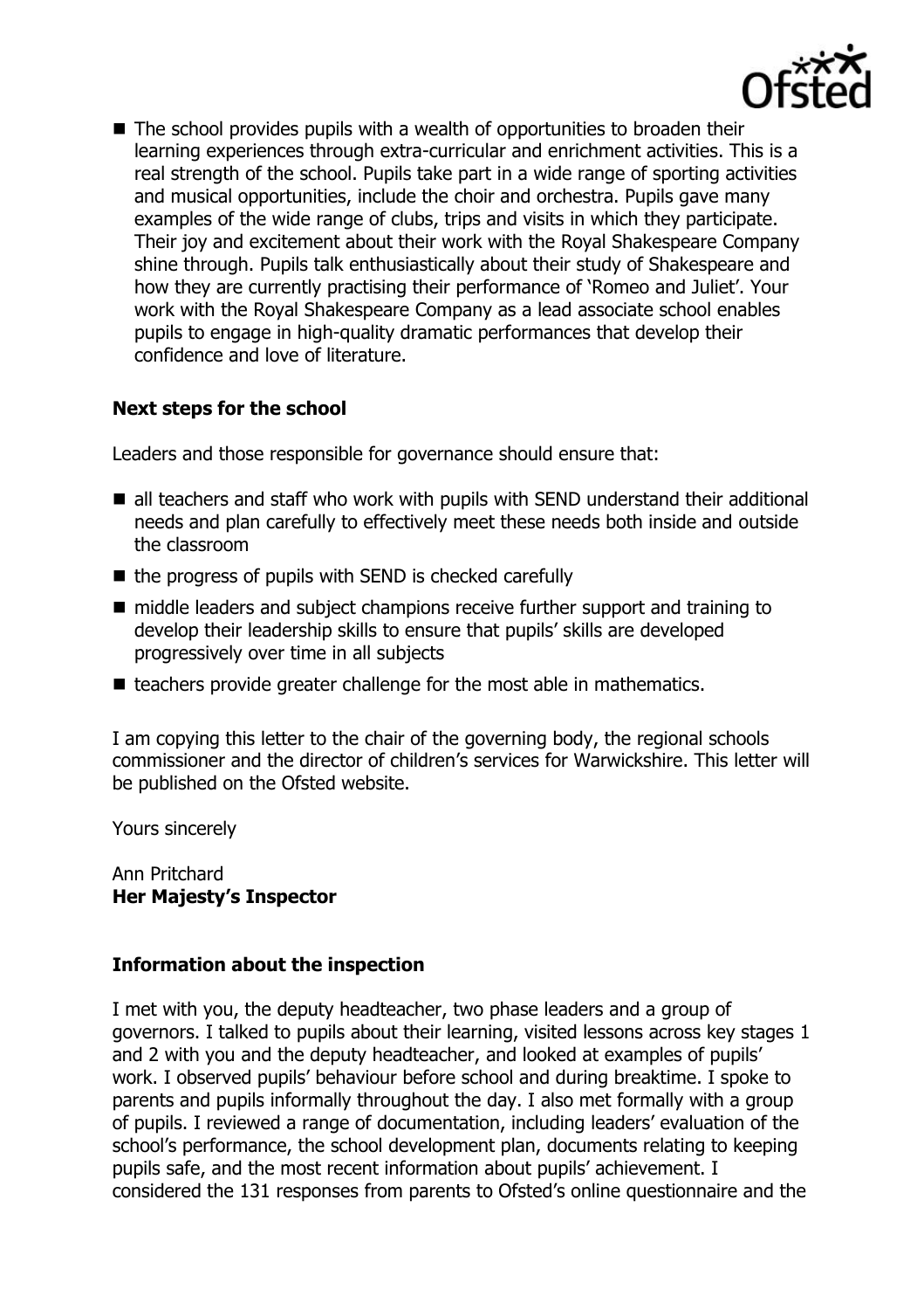- The school provides pupils with a wealth of opportunities to broaden their learning experiences through extra-curricular and enrichment activities. This is a real strength of the school. Pupils take part in a wide range of sporting activities and musical opportunities, include the choir and orchestra. Pupils gave many examples of the wide range of clubs, trips and visits in which they participate. Their joy and excitement about their work with the Royal Shakespeare Company shine through. Pupils talk enthusiastically about their study of Shakespeare and how they are currently practising their performance of 'Romeo and Juliet'. Your work with the Royal Shakespeare Company as a lead associate school enables pupils to engage in high-quality dramatic performances that develop their confidence and love of literature.

## Next steps for the school

Leaders and those responsible for governance should ensure that:

- all teachers and staff who work with pupils with SEND understand their additional needs and plan carefully to effectively meet these needs both inside and outside the classroom
- the progress of pupils with SEND is checked carefully
- middle leaders and subject champions receive further support and training to develop their leadership skills to ensure that pupils' skills are developed progressively over time in all subjects
- teachers provide greater challenge for the most able in mathematics.

I am copying this letter to the chair of the governing body, the regional schools commissioner and the director of children's services for Warwickshire. This letter will be published on the Ofsted website.

Yours sincerely

Ann Pritchard
**Her Majesty's Inspector**

## Information about the inspection

I met with you, the deputy headteacher, two phase leaders and a group of governors. I talked to pupils about their learning, visited lessons across key stages 1 and 2 with you and the deputy headteacher, and looked at examples of pupils' work. I observed pupils' behaviour before school and during breaktime. I spoke to parents and pupils informally throughout the day. I also met formally with a group of pupils. I reviewed a range of documentation, including leaders' evaluation of the school's performance, the school development plan, documents relating to keeping pupils safe, and the most recent information about pupils' achievement. I considered the 131 responses from parents to Ofsted's online questionnaire and the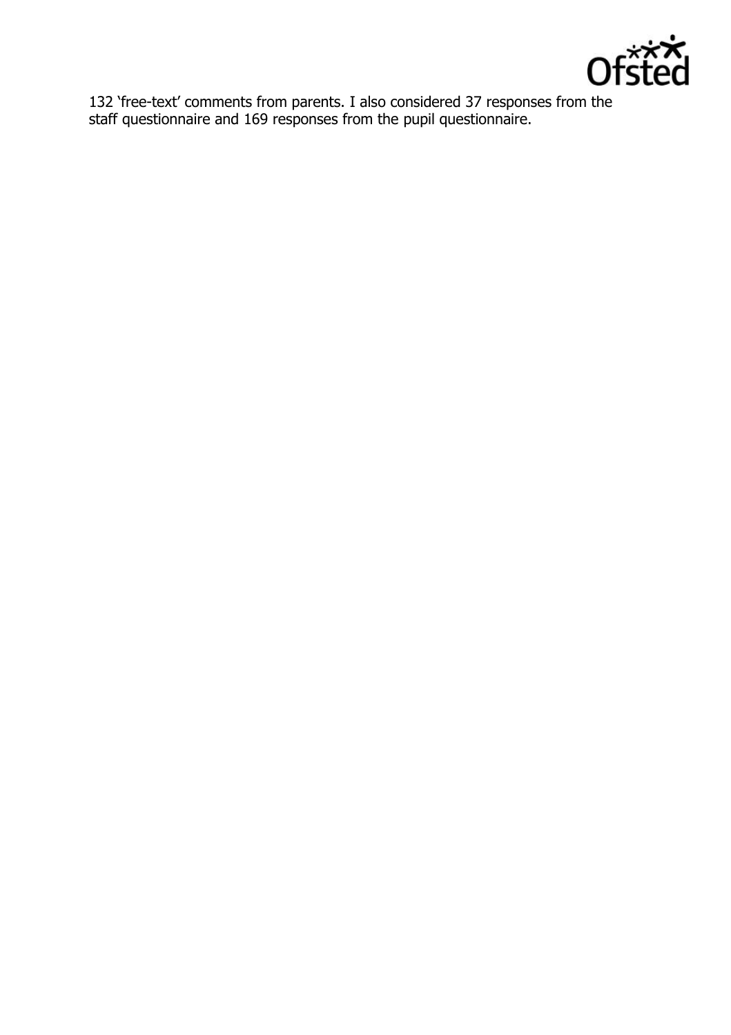132 'free-text' comments from parents. I also considered 37 responses from the staff questionnaire and 169 responses from the pupil questionnaire.